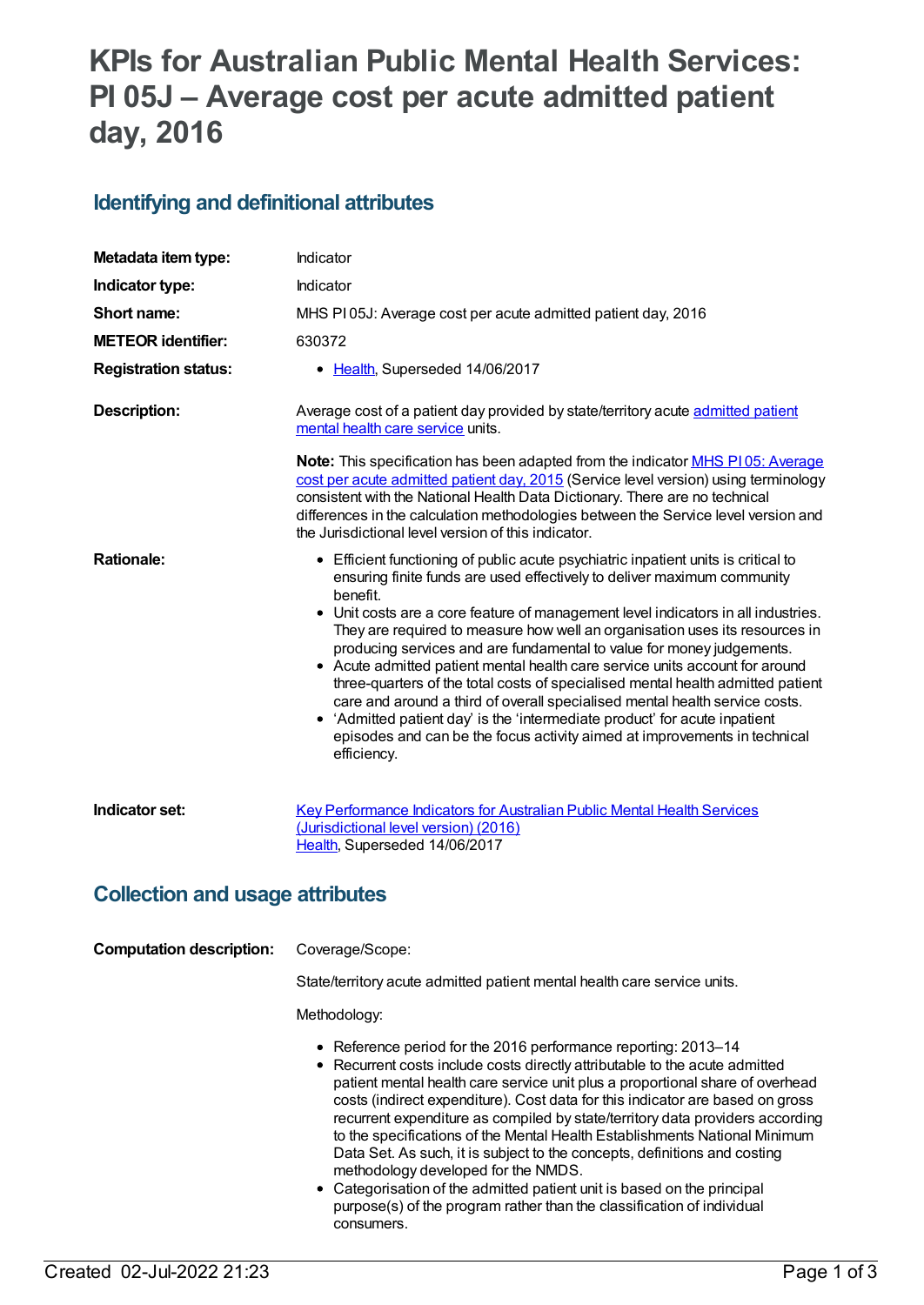# KPIs for Australian Public Mental Health Services: PI 05J – Average cost per acute admitted patient day, 2016

## Identifying and definitional attributes

| | |
|---|---|
| **Metadata item type:** | Indicator |
| **Indicator type:** | Indicator |
| **Short name:** | MHS PI 05J: Average cost per acute admitted patient day, 2016 |
| **METEOR identifier:** | 630372 |
| **Registration status:** | • Health, Superseded 14/06/2017 |
| **Description:** | Average cost of a patient day provided by state/territory acute admitted patient mental health care service units.<br><br>**Note:** This specification has been adapted from the indicator MHS PI 05: Average cost per acute admitted patient day, 2015 (Service level version) using terminology consistent with the National Health Data Dictionary. There are no technical differences in the calculation methodologies between the Service level version and the Jurisdictional level version of this indicator. |
| **Rationale:** | • Efficient functioning of public acute psychiatric inpatient units is critical to ensuring finite funds are used effectively to deliver maximum community benefit.<br>• Unit costs are a core feature of management level indicators in all industries. They are required to measure how well an organisation uses its resources in producing services and are fundamental to value for money judgements.<br>• Acute admitted patient mental health care service units account for around three-quarters of the total costs of specialised mental health admitted patient care and around a third of overall specialised mental health service costs.<br>• 'Admitted patient day' is the 'intermediate product' for acute inpatient episodes and can be the focus activity aimed at improvements in technical efficiency. |
| **Indicator set:** | Key Performance Indicators for Australian Public Mental Health Services (Jurisdictional level version) (2016)<br>Health, Superseded 14/06/2017 |

## Collection and usage attributes

**Computation description:**

Coverage/Scope:

State/territory acute admitted patient mental health care service units.

Methodology:

- Reference period for the 2016 performance reporting: 2013–14
- Recurrent costs include costs directly attributable to the acute admitted patient mental health care service unit plus a proportional share of overhead costs (indirect expenditure). Cost data for this indicator are based on gross recurrent expenditure as compiled by state/territory data providers according to the specifications of the Mental Health Establishments National Minimum Data Set. As such, it is subject to the concepts, definitions and costing methodology developed for the NMDS.
- Categorisation of the admitted patient unit is based on the principal purpose(s) of the program rather than the classification of individual consumers.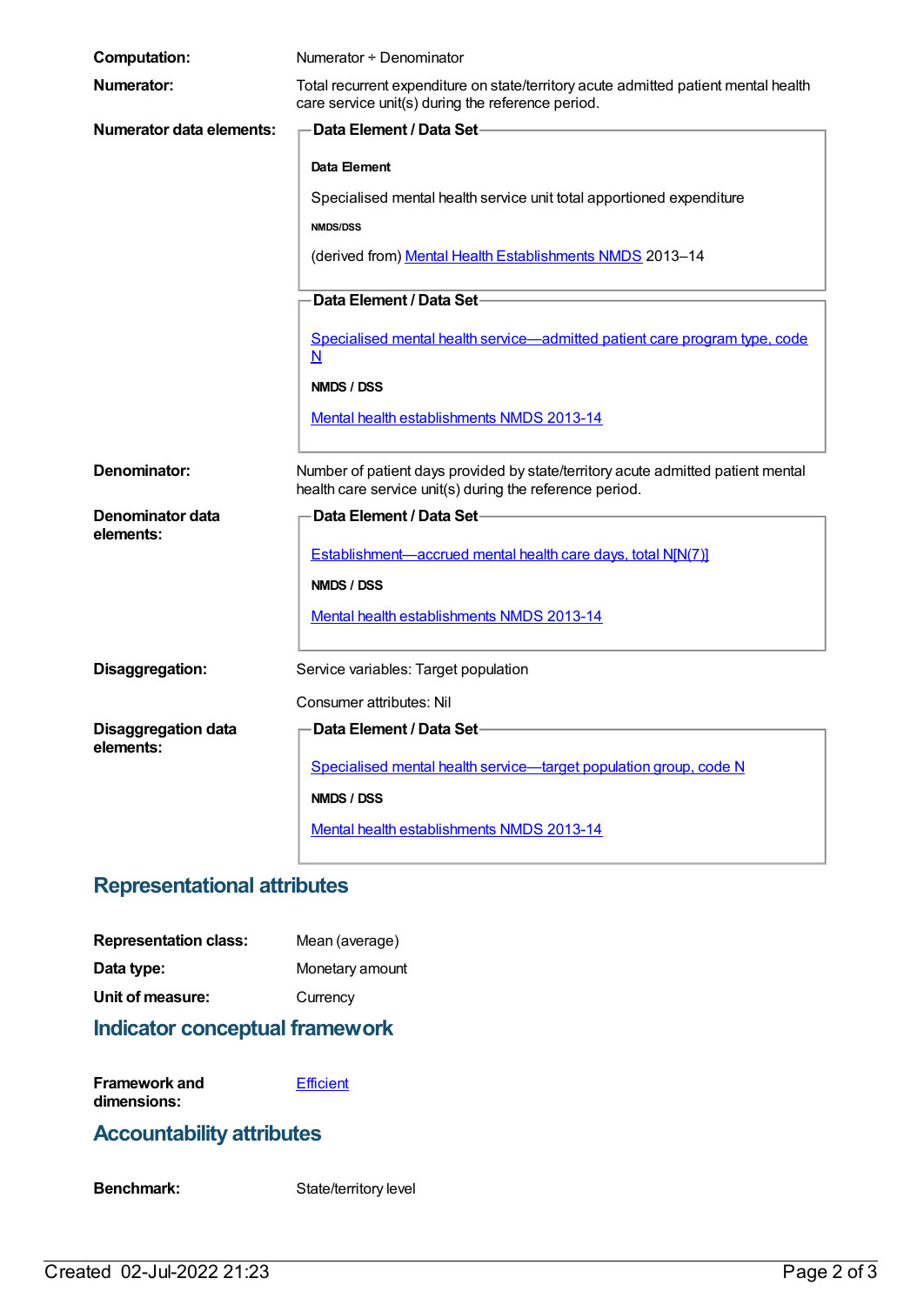**Computation:** Numerator ÷ Denominator

**Numerator:** Total recurrent expenditure on state/territory acute admitted patient mental health care service unit(s) during the reference period.

**Numerator data elements:**

**Data Element / Data Set**

**Data Element**

Specialised mental health service unit total apportioned expenditure

**NMDS/DSS**

(derived from) Mental Health Establishments NMDS 2013–14

**Data Element / Data Set**

Specialised mental health service—admitted patient care program type, code N

**NMDS / DSS**

Mental health establishments NMDS 2013-14

**Denominator:** Number of patient days provided by state/territory acute admitted patient mental health care service unit(s) during the reference period.

**Denominator data elements:**

**Data Element / Data Set**

Establishment—accrued mental health care days, total N[N(7)]

**NMDS / DSS**

Mental health establishments NMDS 2013-14

**Disaggregation:** Service variables: Target population

Consumer attributes: Nil

**Disaggregation data elements:**

**Data Element / Data Set**

Specialised mental health service—target population group, code N

**NMDS / DSS**

Mental health establishments NMDS 2013-14

## Representational attributes

**Representation class:** Mean (average)

**Data type:** Monetary amount

**Unit of measure:** Currency

## Indicator conceptual framework

**Framework and dimensions:** Efficient

## Accountability attributes

**Benchmark:** State/territory level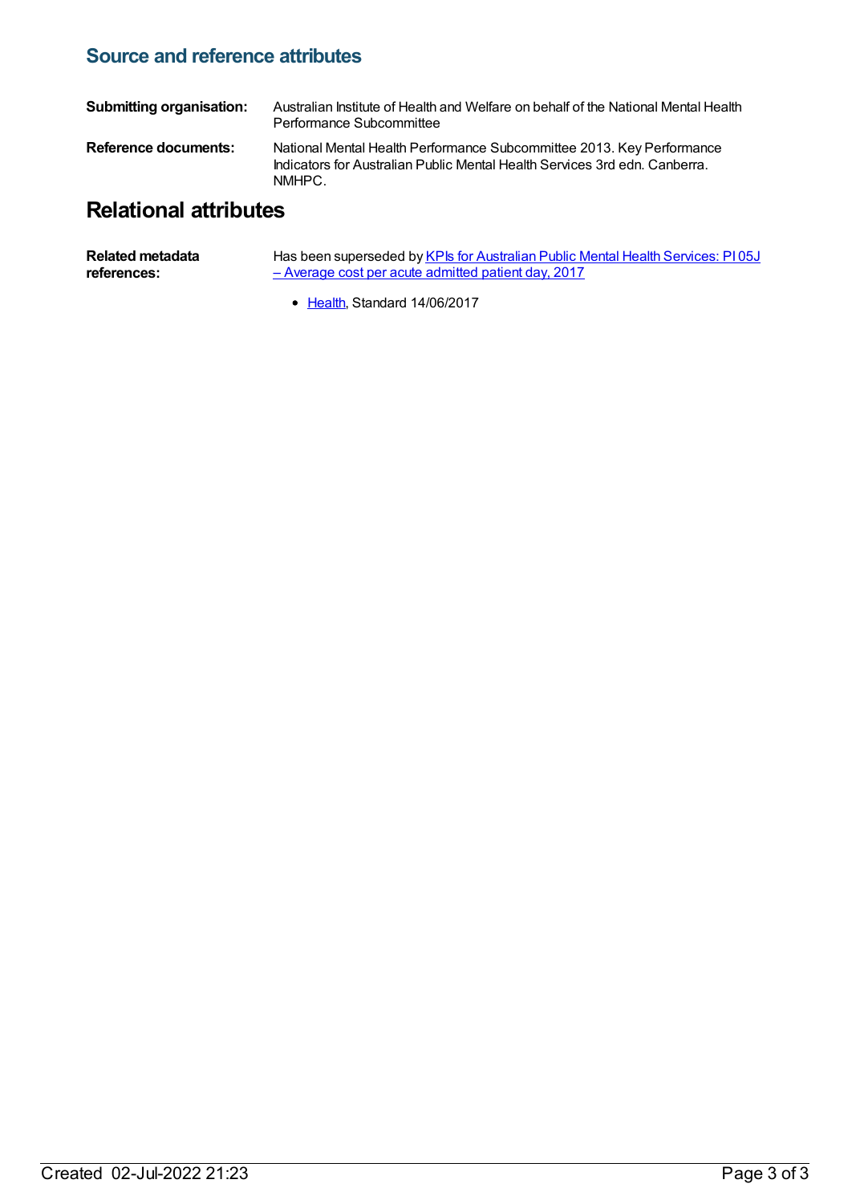## Source and reference attributes

**Submitting organisation:** Australian Institute of Health and Welfare on behalf of the National Mental Health Performance Subcommittee

**Reference documents:** National Mental Health Performance Subcommittee 2013. Key Performance Indicators for Australian Public Mental Health Services 3rd edn. Canberra. NMHPC.

# Relational attributes

**Related metadata references:** Has been superseded by KPIs for Australian Public Mental Health Services: PI 05J – Average cost per acute admitted patient day, 2017

- Health, Standard 14/06/2017